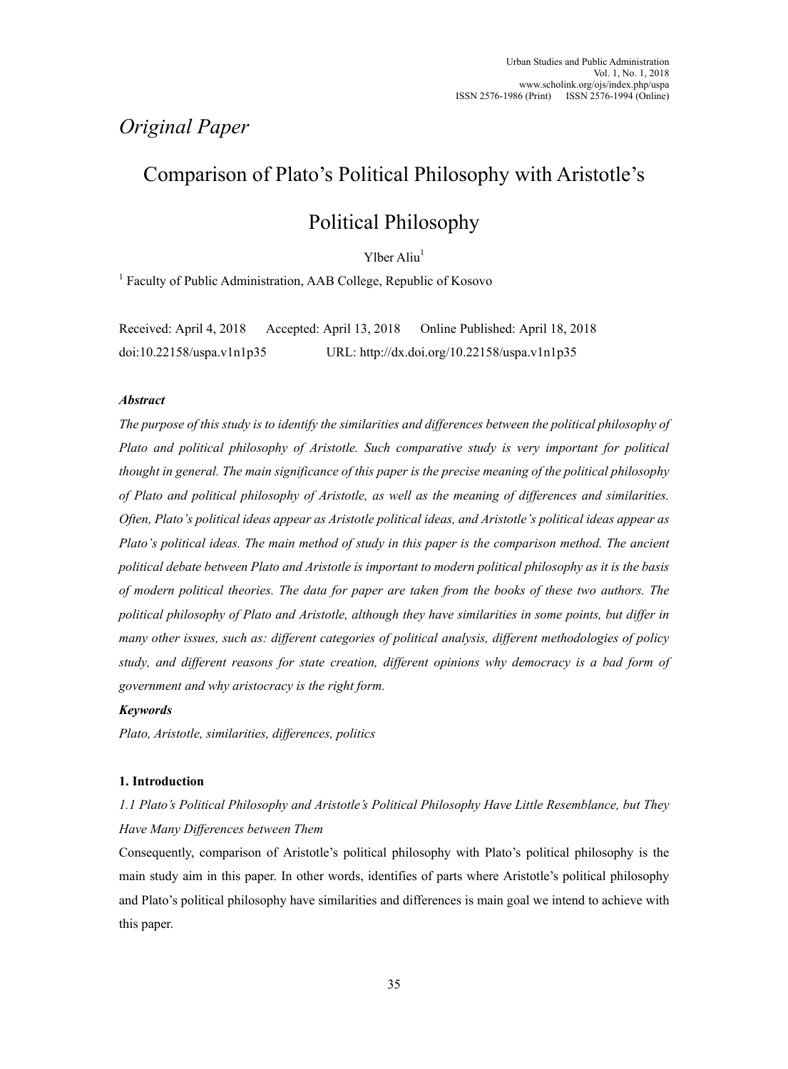*Original Paper*

# Comparison of Plato's Political Philosophy with Aristotle's Political Philosophy

Ylber Aliu[1]

[1] Faculty of Public Administration, AAB College, Republic of Kosovo

Received: April 4, 2018 Accepted: April 13, 2018 Online Published: April 18, 2018

doi:10.22158/uspa.v1n1p35 URL: http://dx.doi.org/10.22158/uspa.v1n1p35

### *Abstract*

*The purpose of this study is to identify the similarities and differences between the political philosophy of Plato and political philosophy of Aristotle. Such comparative study is very important for political thought in general. The main significance of this paper is the precise meaning of the political philosophy of Plato and political philosophy of Aristotle, as well as the meaning of differences and similarities. Often, Plato's political ideas appear as Aristotle political ideas, and Aristotle's political ideas appear as Plato's political ideas. The main method of study in this paper is the comparison method. The ancient political debate between Plato and Aristotle is important to modern political philosophy as it is the basis of modern political theories. The data for paper are taken from the books of these two authors. The political philosophy of Plato and Aristotle, although they have similarities in some points, but differ in many other issues, such as: different categories of political analysis, different methodologies of policy study, and different reasons for state creation, different opinions why democracy is a bad form of government and why aristocracy is the right form.*

### *Keywords*

*Plato, Aristotle, similarities, differences, politics*

## 1. Introduction

### *1.1 Plato's Political Philosophy and Aristotle's Political Philosophy Have Little Resemblance, but They Have Many Differences between Them*

Consequently, comparison of Aristotle's political philosophy with Plato's political philosophy is the main study aim in this paper. In other words, identifies of parts where Aristotle's political philosophy and Plato's political philosophy have similarities and differences is main goal we intend to achieve with this paper.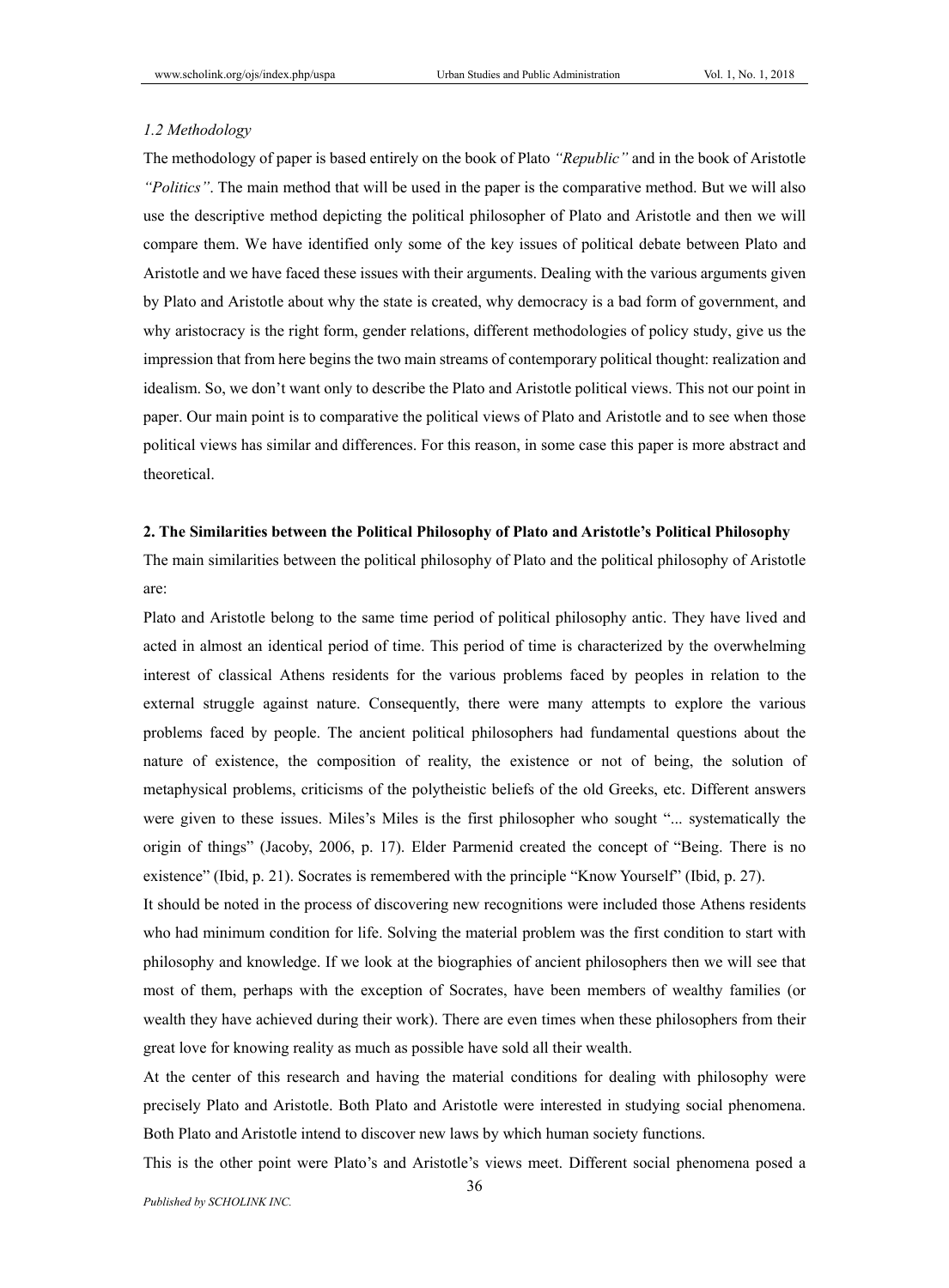### 1.2 Methodology

The methodology of paper is based entirely on the book of Plato *"Republic"* and in the book of Aristotle *"Politics"*. The main method that will be used in the paper is the comparative method. But we will also use the descriptive method depicting the political philosopher of Plato and Aristotle and then we will compare them. We have identified only some of the key issues of political debate between Plato and Aristotle and we have faced these issues with their arguments. Dealing with the various arguments given by Plato and Aristotle about why the state is created, why democracy is a bad form of government, and why aristocracy is the right form, gender relations, different methodologies of policy study, give us the impression that from here begins the two main streams of contemporary political thought: realization and idealism. So, we don't want only to describe the Plato and Aristotle political views. This not our point in paper. Our main point is to comparative the political views of Plato and Aristotle and to see when those political views has similar and differences. For this reason, in some case this paper is more abstract and theoretical.

## 2. The Similarities between the Political Philosophy of Plato and Aristotle's Political Philosophy

The main similarities between the political philosophy of Plato and the political philosophy of Aristotle are:

Plato and Aristotle belong to the same time period of political philosophy antic. They have lived and acted in almost an identical period of time. This period of time is characterized by the overwhelming interest of classical Athens residents for the various problems faced by peoples in relation to the external struggle against nature. Consequently, there were many attempts to explore the various problems faced by people. The ancient political philosophers had fundamental questions about the nature of existence, the composition of reality, the existence or not of being, the solution of metaphysical problems, criticisms of the polytheistic beliefs of the old Greeks, etc. Different answers were given to these issues. Miles's Miles is the first philosopher who sought "... systematically the origin of things" (Jacoby, 2006, p. 17). Elder Parmenid created the concept of "Being. There is no existence" (Ibid, p. 21). Socrates is remembered with the principle "Know Yourself" (Ibid, p. 27).

It should be noted in the process of discovering new recognitions were included those Athens residents who had minimum condition for life. Solving the material problem was the first condition to start with philosophy and knowledge. If we look at the biographies of ancient philosophers then we will see that most of them, perhaps with the exception of Socrates, have been members of wealthy families (or wealth they have achieved during their work). There are even times when these philosophers from their great love for knowing reality as much as possible have sold all their wealth.

At the center of this research and having the material conditions for dealing with philosophy were precisely Plato and Aristotle. Both Plato and Aristotle were interested in studying social phenomena. Both Plato and Aristotle intend to discover new laws by which human society functions.

This is the other point were Plato's and Aristotle's views meet. Different social phenomena posed a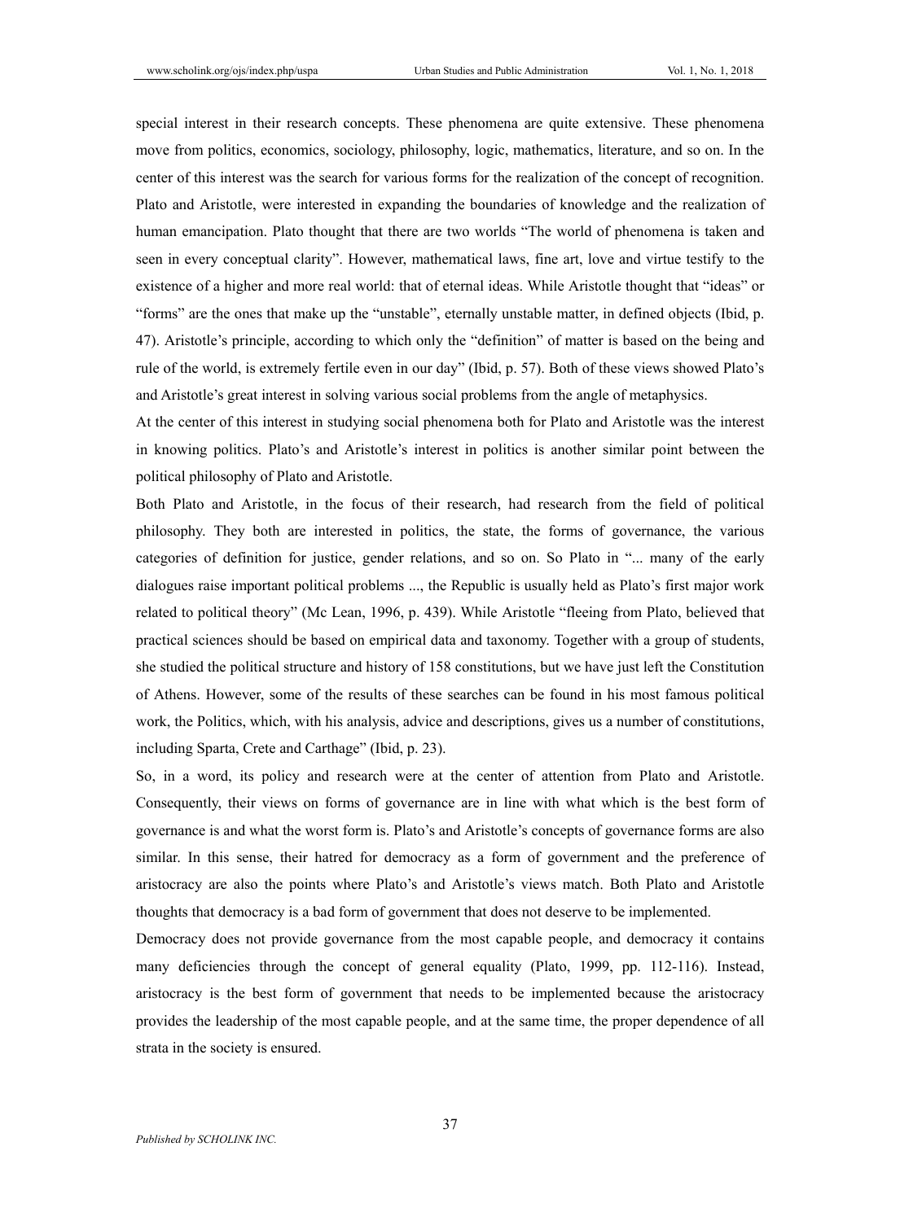special interest in their research concepts. These phenomena are quite extensive. These phenomena move from politics, economics, sociology, philosophy, logic, mathematics, literature, and so on. In the center of this interest was the search for various forms for the realization of the concept of recognition. Plato and Aristotle, were interested in expanding the boundaries of knowledge and the realization of human emancipation. Plato thought that there are two worlds "The world of phenomena is taken and seen in every conceptual clarity". However, mathematical laws, fine art, love and virtue testify to the existence of a higher and more real world: that of eternal ideas. While Aristotle thought that "ideas" or "forms" are the ones that make up the "unstable", eternally unstable matter, in defined objects (Ibid, p. 47). Aristotle's principle, according to which only the "definition" of matter is based on the being and rule of the world, is extremely fertile even in our day" (Ibid, p. 57). Both of these views showed Plato's and Aristotle's great interest in solving various social problems from the angle of metaphysics.

At the center of this interest in studying social phenomena both for Plato and Aristotle was the interest in knowing politics. Plato's and Aristotle's interest in politics is another similar point between the political philosophy of Plato and Aristotle.

Both Plato and Aristotle, in the focus of their research, had research from the field of political philosophy. They both are interested in politics, the state, the forms of governance, the various categories of definition for justice, gender relations, and so on. So Plato in "... many of the early dialogues raise important political problems ..., the Republic is usually held as Plato's first major work related to political theory" (Mc Lean, 1996, p. 439). While Aristotle "fleeing from Plato, believed that practical sciences should be based on empirical data and taxonomy. Together with a group of students, she studied the political structure and history of 158 constitutions, but we have just left the Constitution of Athens. However, some of the results of these searches can be found in his most famous political work, the Politics, which, with his analysis, advice and descriptions, gives us a number of constitutions, including Sparta, Crete and Carthage" (Ibid, p. 23).

So, in a word, its policy and research were at the center of attention from Plato and Aristotle. Consequently, their views on forms of governance are in line with what which is the best form of governance is and what the worst form is. Plato's and Aristotle's concepts of governance forms are also similar. In this sense, their hatred for democracy as a form of government and the preference of aristocracy are also the points where Plato's and Aristotle's views match. Both Plato and Aristotle thoughts that democracy is a bad form of government that does not deserve to be implemented.

Democracy does not provide governance from the most capable people, and democracy it contains many deficiencies through the concept of general equality (Plato, 1999, pp. 112-116). Instead, aristocracy is the best form of government that needs to be implemented because the aristocracy provides the leadership of the most capable people, and at the same time, the proper dependence of all strata in the society is ensured.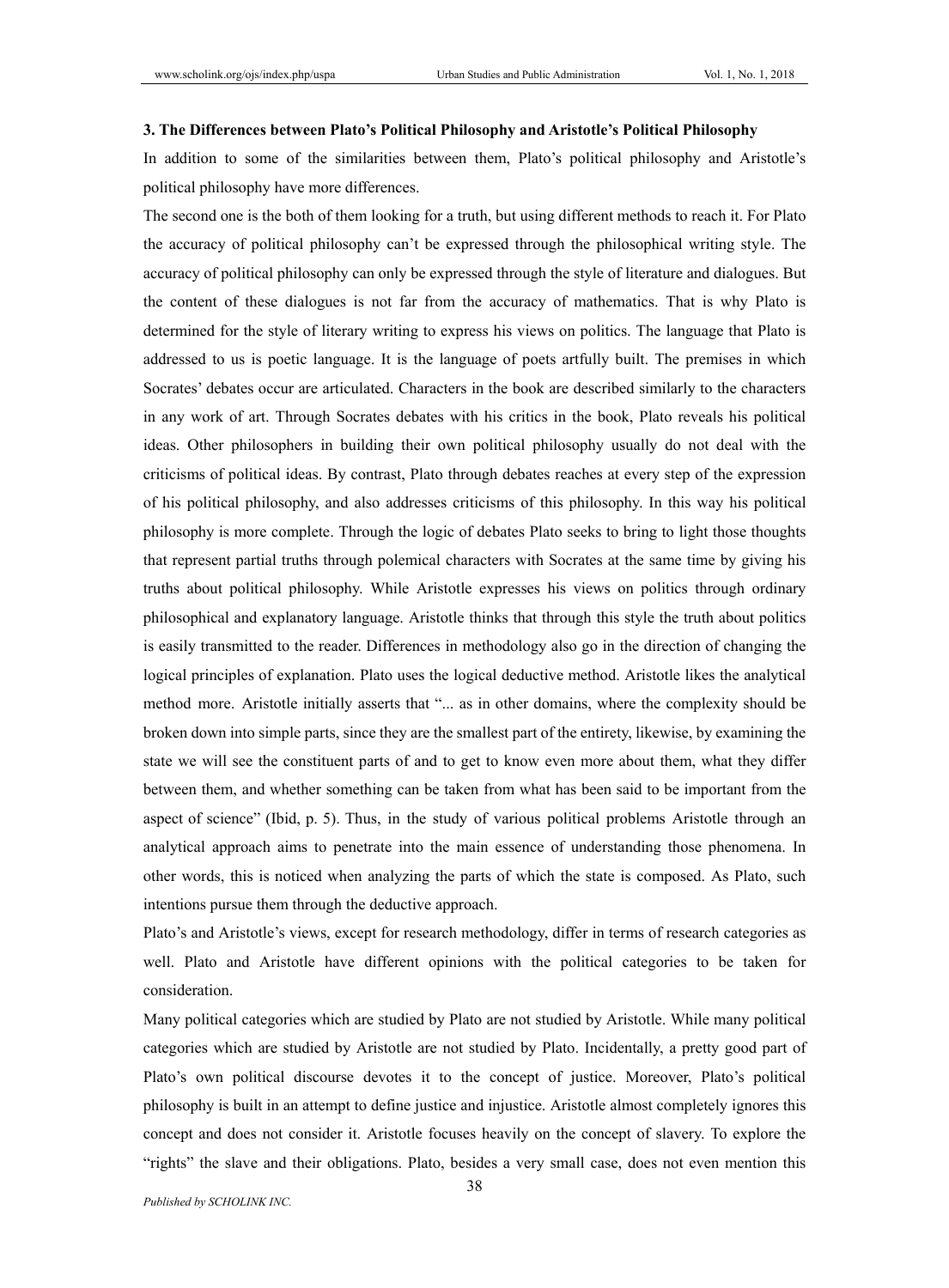### 3. The Differences between Plato's Political Philosophy and Aristotle's Political Philosophy

In addition to some of the similarities between them, Plato's political philosophy and Aristotle's political philosophy have more differences.

The second one is the both of them looking for a truth, but using different methods to reach it. For Plato the accuracy of political philosophy can't be expressed through the philosophical writing style. The accuracy of political philosophy can only be expressed through the style of literature and dialogues. But the content of these dialogues is not far from the accuracy of mathematics. That is why Plato is determined for the style of literary writing to express his views on politics. The language that Plato is addressed to us is poetic language. It is the language of poets artfully built. The premises in which Socrates' debates occur are articulated. Characters in the book are described similarly to the characters in any work of art. Through Socrates debates with his critics in the book, Plato reveals his political ideas. Other philosophers in building their own political philosophy usually do not deal with the criticisms of political ideas. By contrast, Plato through debates reaches at every step of the expression of his political philosophy, and also addresses criticisms of this philosophy. In this way his political philosophy is more complete. Through the logic of debates Plato seeks to bring to light those thoughts that represent partial truths through polemical characters with Socrates at the same time by giving his truths about political philosophy. While Aristotle expresses his views on politics through ordinary philosophical and explanatory language. Aristotle thinks that through this style the truth about politics is easily transmitted to the reader. Differences in methodology also go in the direction of changing the logical principles of explanation. Plato uses the logical deductive method. Aristotle likes the analytical method more. Aristotle initially asserts that "... as in other domains, where the complexity should be broken down into simple parts, since they are the smallest part of the entirety, likewise, by examining the state we will see the constituent parts of and to get to know even more about them, what they differ between them, and whether something can be taken from what has been said to be important from the aspect of science" (Ibid, p. 5). Thus, in the study of various political problems Aristotle through an analytical approach aims to penetrate into the main essence of understanding those phenomena. In other words, this is noticed when analyzing the parts of which the state is composed. As Plato, such intentions pursue them through the deductive approach.

Plato's and Aristotle's views, except for research methodology, differ in terms of research categories as well. Plato and Aristotle have different opinions with the political categories to be taken for consideration.

Many political categories which are studied by Plato are not studied by Aristotle. While many political categories which are studied by Aristotle are not studied by Plato. Incidentally, a pretty good part of Plato's own political discourse devotes it to the concept of justice. Moreover, Plato's political philosophy is built in an attempt to define justice and injustice. Aristotle almost completely ignores this concept and does not consider it. Aristotle focuses heavily on the concept of slavery. To explore the "rights" the slave and their obligations. Plato, besides a very small case, does not even mention this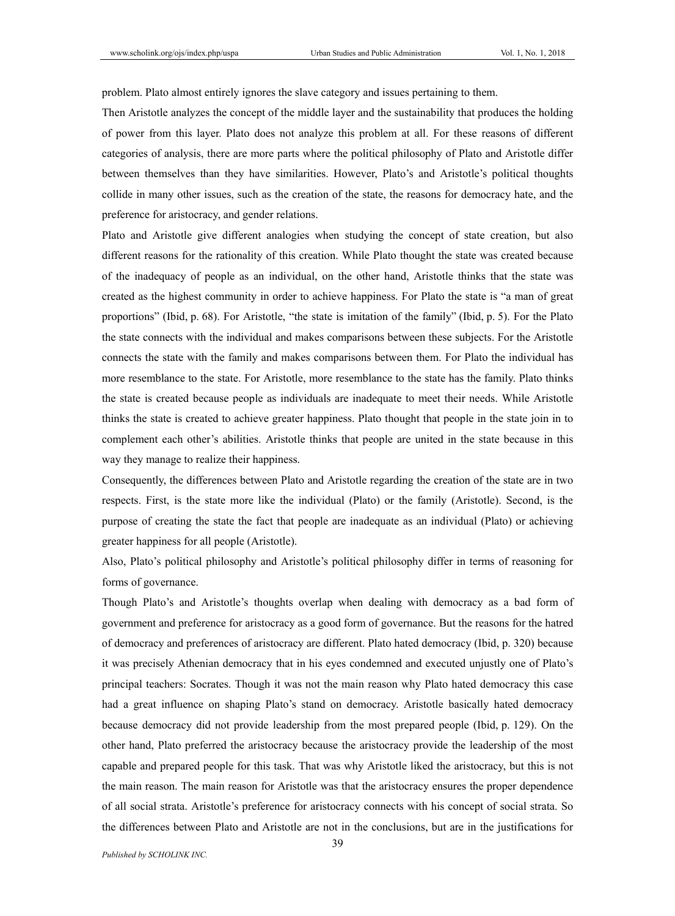problem. Plato almost entirely ignores the slave category and issues pertaining to them.

Then Aristotle analyzes the concept of the middle layer and the sustainability that produces the holding of power from this layer. Plato does not analyze this problem at all. For these reasons of different categories of analysis, there are more parts where the political philosophy of Plato and Aristotle differ between themselves than they have similarities. However, Plato's and Aristotle's political thoughts collide in many other issues, such as the creation of the state, the reasons for democracy hate, and the preference for aristocracy, and gender relations.

Plato and Aristotle give different analogies when studying the concept of state creation, but also different reasons for the rationality of this creation. While Plato thought the state was created because of the inadequacy of people as an individual, on the other hand, Aristotle thinks that the state was created as the highest community in order to achieve happiness. For Plato the state is "a man of great proportions" (Ibid, p. 68). For Aristotle, "the state is imitation of the family" (Ibid, p. 5). For the Plato the state connects with the individual and makes comparisons between these subjects. For the Aristotle connects the state with the family and makes comparisons between them. For Plato the individual has more resemblance to the state. For Aristotle, more resemblance to the state has the family. Plato thinks the state is created because people as individuals are inadequate to meet their needs. While Aristotle thinks the state is created to achieve greater happiness. Plato thought that people in the state join in to complement each other's abilities. Aristotle thinks that people are united in the state because in this way they manage to realize their happiness.

Consequently, the differences between Plato and Aristotle regarding the creation of the state are in two respects. First, is the state more like the individual (Plato) or the family (Aristotle). Second, is the purpose of creating the state the fact that people are inadequate as an individual (Plato) or achieving greater happiness for all people (Aristotle).

Also, Plato's political philosophy and Aristotle's political philosophy differ in terms of reasoning for forms of governance.

Though Plato's and Aristotle's thoughts overlap when dealing with democracy as a bad form of government and preference for aristocracy as a good form of governance. But the reasons for the hatred of democracy and preferences of aristocracy are different. Plato hated democracy (Ibid, p. 320) because it was precisely Athenian democracy that in his eyes condemned and executed unjustly one of Plato's principal teachers: Socrates. Though it was not the main reason why Plato hated democracy this case had a great influence on shaping Plato's stand on democracy. Aristotle basically hated democracy because democracy did not provide leadership from the most prepared people (Ibid, p. 129). On the other hand, Plato preferred the aristocracy because the aristocracy provide the leadership of the most capable and prepared people for this task. That was why Aristotle liked the aristocracy, but this is not the main reason. The main reason for Aristotle was that the aristocracy ensures the proper dependence of all social strata. Aristotle's preference for aristocracy connects with his concept of social strata. So the differences between Plato and Aristotle are not in the conclusions, but are in the justifications for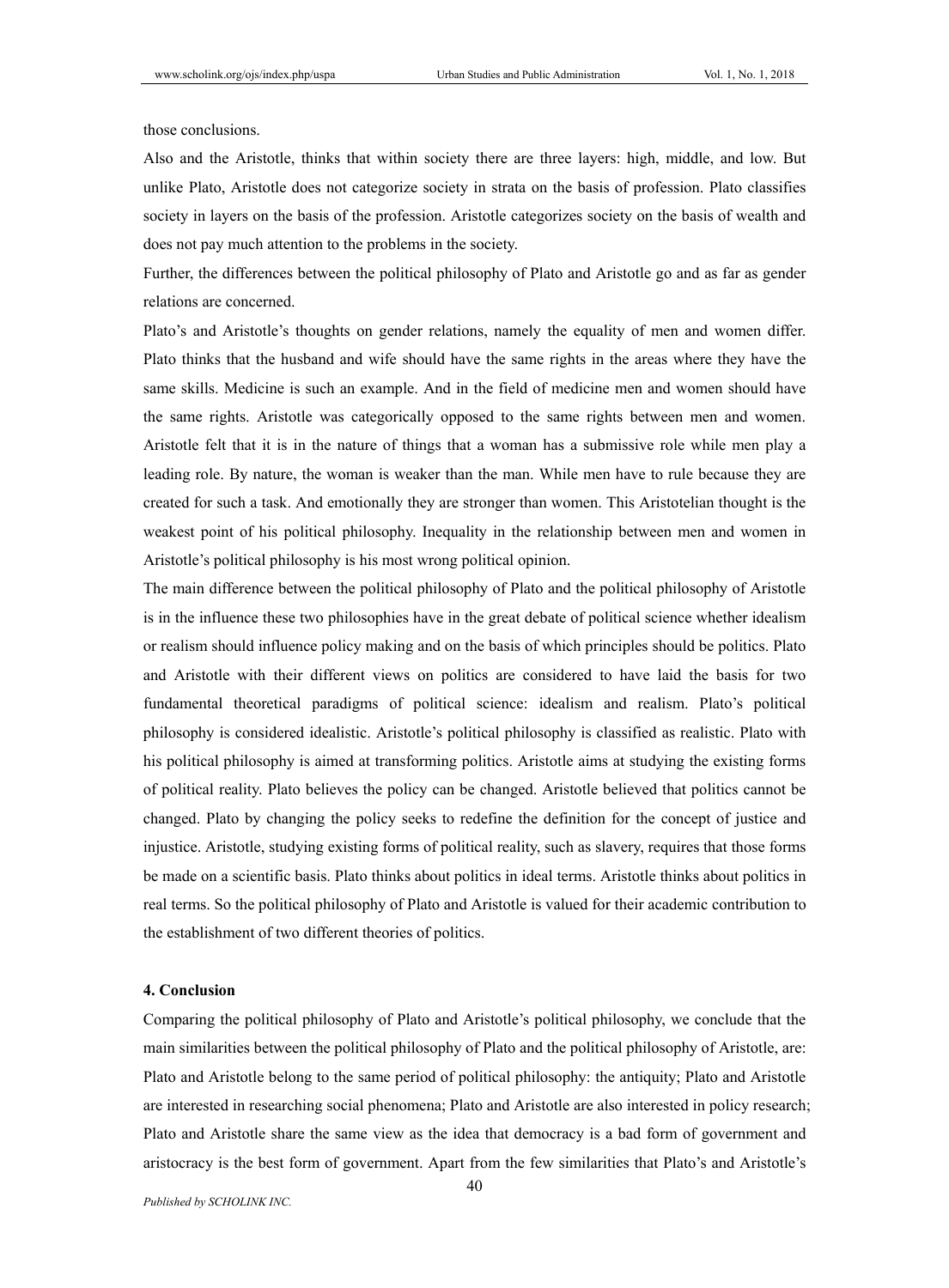those conclusions.

Also and the Aristotle, thinks that within society there are three layers: high, middle, and low. But unlike Plato, Aristotle does not categorize society in strata on the basis of profession. Plato classifies society in layers on the basis of the profession. Aristotle categorizes society on the basis of wealth and does not pay much attention to the problems in the society.

Further, the differences between the political philosophy of Plato and Aristotle go and as far as gender relations are concerned.

Plato's and Aristotle's thoughts on gender relations, namely the equality of men and women differ. Plato thinks that the husband and wife should have the same rights in the areas where they have the same skills. Medicine is such an example. And in the field of medicine men and women should have the same rights. Aristotle was categorically opposed to the same rights between men and women. Aristotle felt that it is in the nature of things that a woman has a submissive role while men play a leading role. By nature, the woman is weaker than the man. While men have to rule because they are created for such a task. And emotionally they are stronger than women. This Aristotelian thought is the weakest point of his political philosophy. Inequality in the relationship between men and women in Aristotle's political philosophy is his most wrong political opinion.

The main difference between the political philosophy of Plato and the political philosophy of Aristotle is in the influence these two philosophies have in the great debate of political science whether idealism or realism should influence policy making and on the basis of which principles should be politics. Plato and Aristotle with their different views on politics are considered to have laid the basis for two fundamental theoretical paradigms of political science: idealism and realism. Plato's political philosophy is considered idealistic. Aristotle's political philosophy is classified as realistic. Plato with his political philosophy is aimed at transforming politics. Aristotle aims at studying the existing forms of political reality. Plato believes the policy can be changed. Aristotle believed that politics cannot be changed. Plato by changing the policy seeks to redefine the definition for the concept of justice and injustice. Aristotle, studying existing forms of political reality, such as slavery, requires that those forms be made on a scientific basis. Plato thinks about politics in ideal terms. Aristotle thinks about politics in real terms. So the political philosophy of Plato and Aristotle is valued for their academic contribution to the establishment of two different theories of politics.

## 4. Conclusion

Comparing the political philosophy of Plato and Aristotle's political philosophy, we conclude that the main similarities between the political philosophy of Plato and the political philosophy of Aristotle, are: Plato and Aristotle belong to the same period of political philosophy: the antiquity; Plato and Aristotle are interested in researching social phenomena; Plato and Aristotle are also interested in policy research; Plato and Aristotle share the same view as the idea that democracy is a bad form of government and aristocracy is the best form of government. Apart from the few similarities that Plato's and Aristotle's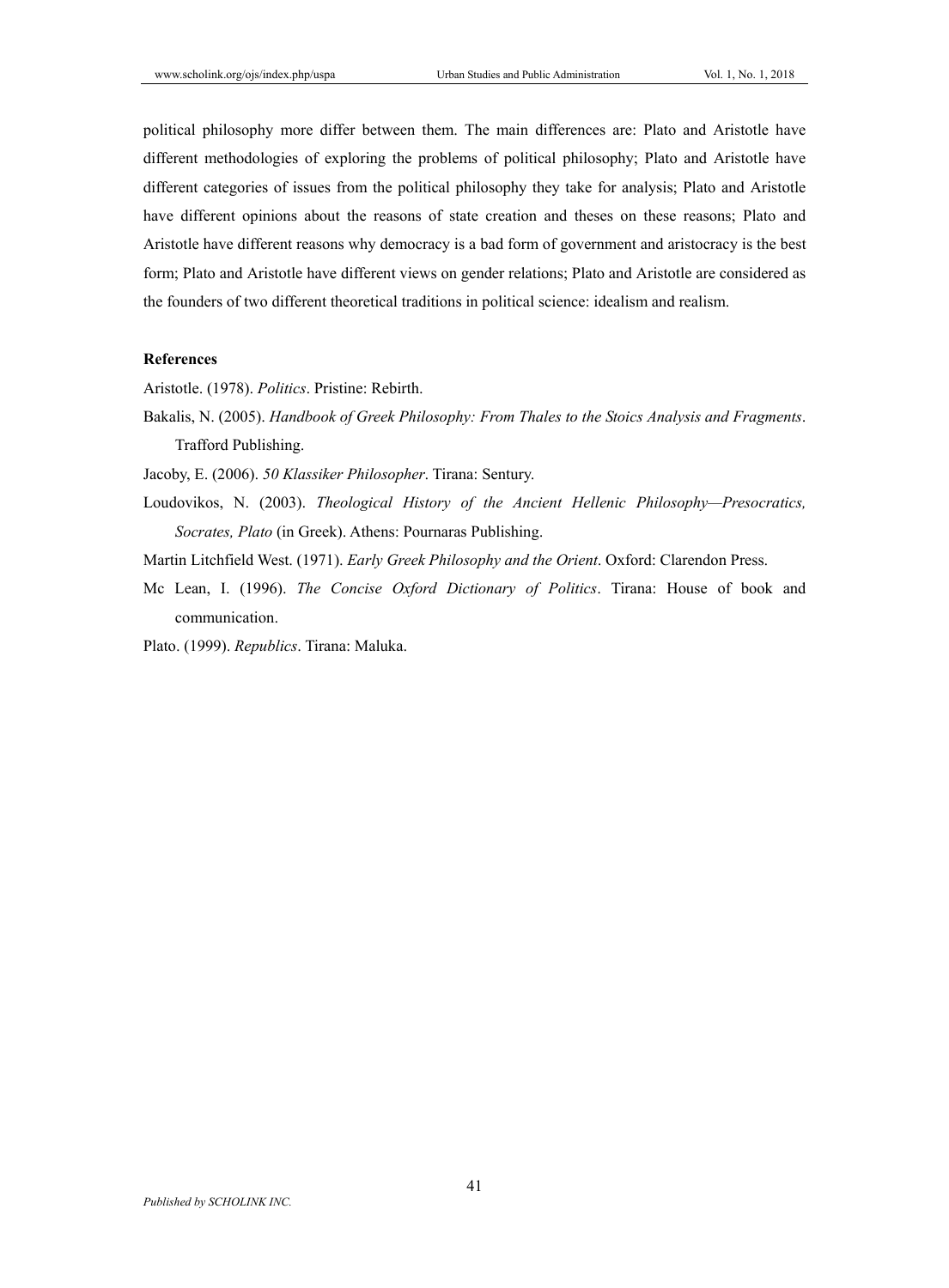political philosophy more differ between them. The main differences are: Plato and Aristotle have different methodologies of exploring the problems of political philosophy; Plato and Aristotle have different categories of issues from the political philosophy they take for analysis; Plato and Aristotle have different opinions about the reasons of state creation and theses on these reasons; Plato and Aristotle have different reasons why democracy is a bad form of government and aristocracy is the best form; Plato and Aristotle have different views on gender relations; Plato and Aristotle are considered as the founders of two different theoretical traditions in political science: idealism and realism.

## References

Aristotle. (1978). *Politics*. Pristine: Rebirth.

Bakalis, N. (2005). *Handbook of Greek Philosophy: From Thales to the Stoics Analysis and Fragments*. Trafford Publishing.

Jacoby, E. (2006). *50 Klassiker Philosopher*. Tirana: Sentury.

Loudovikos, N. (2003). *Theological History of the Ancient Hellenic Philosophy—Presocratics, Socrates, Plato* (in Greek). Athens: Pournaras Publishing.

Martin Litchfield West. (1971). *Early Greek Philosophy and the Orient*. Oxford: Clarendon Press.

Mc Lean, I. (1996). *The Concise Oxford Dictionary of Politics*. Tirana: House of book and communication.

Plato. (1999). *Republics*. Tirana: Maluka.